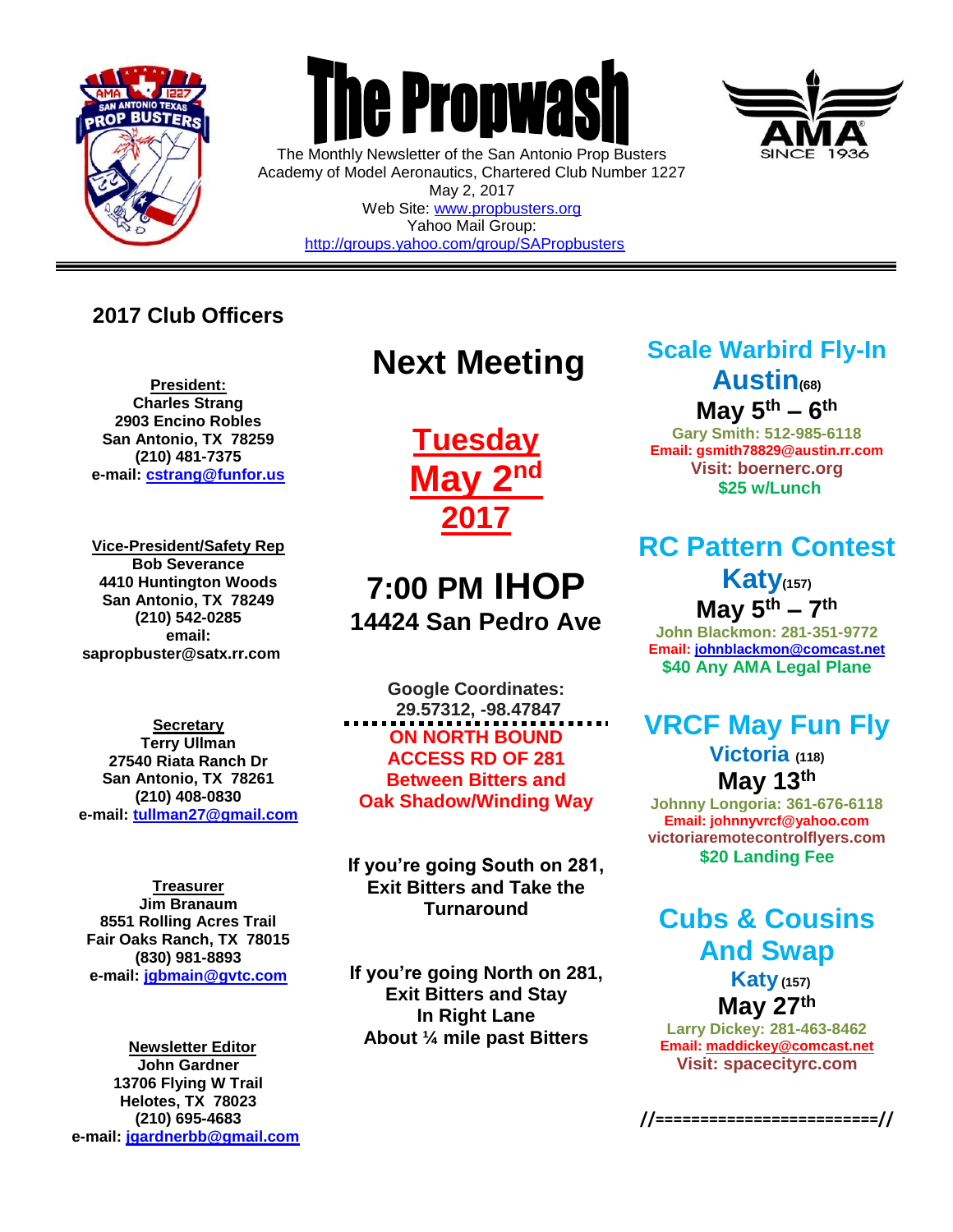# The Propwash

The Monthly Newsletter of the San Antonio Prop Busters
Academy of Model Aeronautics, Chartered Club Number 1227
May 2, 2017
Web Site: www.propbusters.org
Yahoo Mail Group:
http://groups.yahoo.com/group/SAPropbusters

## 2017 Club Officers

**President:**
**Charles Strang**
**2903 Encino Robles**
**San Antonio, TX 78259**
**(210) 481-7375**
**e-mail: cstrang@funfor.us**

**Vice-President/Safety Rep**
**Bob Severance**
**4410 Huntington Woods**
**San Antonio, TX 78249**
**(210) 542-0285**
**email:**
**sapropbuster@satx.rr.com**

**Secretary**
**Terry Ullman**
**27540 Riata Ranch Dr**
**San Antonio, TX 78261**
**(210) 408-0830**
**e-mail: tullman27@gmail.com**

**Treasurer**
**Jim Branaum**
**8551 Rolling Acres Trail**
**Fair Oaks Ranch, TX 78015**
**(830) 981-8893**
**e-mail: jgbmain@gvtc.com**

**Newsletter Editor**
**John Gardner**
**13706 Flying W Trail**
**Helotes, TX 78023**
**(210) 695-4683**
**e-mail: jgardnerbb@gmail.com**

## Next Meeting

**Tuesday May 2nd 2017**

**7:00 PM IHOP**
**14424 San Pedro Ave**

**Google Coordinates:**
**29.57312, -98.47847**

**ON NORTH BOUND ACCESS RD OF 281 Between Bitters and Oak Shadow/Winding Way**

**If you're going South on 281, Exit Bitters and Take the Turnaround**

**If you're going North on 281, Exit Bitters and Stay In Right Lane About ¼ mile past Bitters**

## Scale Warbird Fly-In Austin(68)

**May 5th – 6th**
**Gary Smith: 512-985-6118**
**Email: gsmith78829@austin.rr.com**
**Visit: boernerc.org**
**$25 w/Lunch**

## RC Pattern Contest Katy(157)

**May 5th – 7th**
**John Blackmon: 281-351-9772**
**Email: johnblackmon@comcast.net**
**$40 Any AMA Legal Plane**

## VRCF May Fun Fly

**Victoria (118)**
**May 13th**
**Johnny Longoria: 361-676-6118**
**Email: johnnyvrcf@yahoo.com**
**victoriaremotecontrolflyers.com**
**$20 Landing Fee**

## Cubs & Cousins And Swap

**Katy (157)**
**May 27th**
**Larry Dickey: 281-463-8462**
**Email: maddickey@comcast.net**
**Visit: spacecityrc.com**

//========================//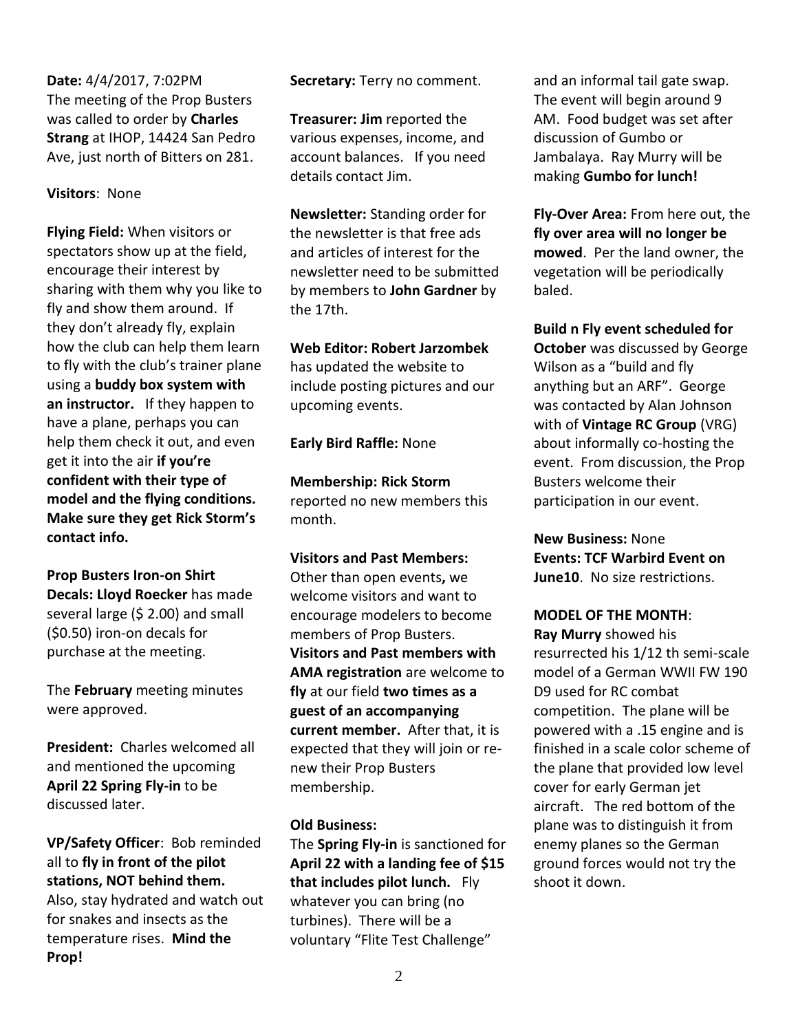**Date:** 4/4/2017, 7:02PM
The meeting of the Prop Busters was called to order by **Charles Strang** at IHOP, 14424 San Pedro Ave, just north of Bitters on 281.

**Visitors**: None

**Flying Field:** When visitors or spectators show up at the field, encourage their interest by sharing with them why you like to fly and show them around. If they don't already fly, explain how the club can help them learn to fly with the club's trainer plane using a **buddy box system with an instructor.** If they happen to have a plane, perhaps you can help them check it out, and even get it into the air **if you're confident with their type of model and the flying conditions. Make sure they get Rick Storm's contact info.**

**Prop Busters Iron-on Shirt Decals: Lloyd Roecker** has made several large ($ 2.00) and small ($0.50) iron-on decals for purchase at the meeting.

The **February** meeting minutes were approved.

**President:** Charles welcomed all and mentioned the upcoming **April 22 Spring Fly-in** to be discussed later.

**VP/Safety Officer**: Bob reminded all to **fly in front of the pilot stations, NOT behind them.** Also, stay hydrated and watch out for snakes and insects as the temperature rises. **Mind the Prop!**

**Secretary:** Terry no comment.

**Treasurer: Jim** reported the various expenses, income, and account balances. If you need details contact Jim.

**Newsletter:** Standing order for the newsletter is that free ads and articles of interest for the newsletter need to be submitted by members to **John Gardner** by the 17th.

**Web Editor: Robert Jarzombek** has updated the website to include posting pictures and our upcoming events.

**Early Bird Raffle:** None

**Membership: Rick Storm** reported no new members this month.

**Visitors and Past Members:** Other than open events**,** we welcome visitors and want to encourage modelers to become members of Prop Busters. **Visitors and Past members with AMA registration** are welcome to **fly** at our field **two times as a guest of an accompanying current member.** After that, it is expected that they will join or re-new their Prop Busters membership.

**Old Business:**
The **Spring Fly-in** is sanctioned for **April 22 with a landing fee of $15 that includes pilot lunch.** Fly whatever you can bring (no turbines). There will be a voluntary "Flite Test Challenge" and an informal tail gate swap. The event will begin around 9 AM. Food budget was set after discussion of Gumbo or Jambalaya. Ray Murry will be making **Gumbo for lunch!**

**Fly-Over Area:** From here out, the **fly over area will no longer be mowed**. Per the land owner, the vegetation will be periodically baled.

**Build n Fly event scheduled for October** was discussed by George Wilson as a "build and fly anything but an ARF". George was contacted by Alan Johnson with of **Vintage RC Group** (VRG) about informally co-hosting the event. From discussion, the Prop Busters welcome their participation in our event.

**New Business:** None
**Events: TCF Warbird Event on June10**. No size restrictions.

**MODEL OF THE MONTH**:
**Ray Murry** showed his resurrected his 1/12 th semi-scale model of a German WWII FW 190 D9 used for RC combat competition. The plane will be powered with a .15 engine and is finished in a scale color scheme of the plane that provided low level cover for early German jet aircraft. The red bottom of the plane was to distinguish it from enemy planes so the German ground forces would not try the shoot it down.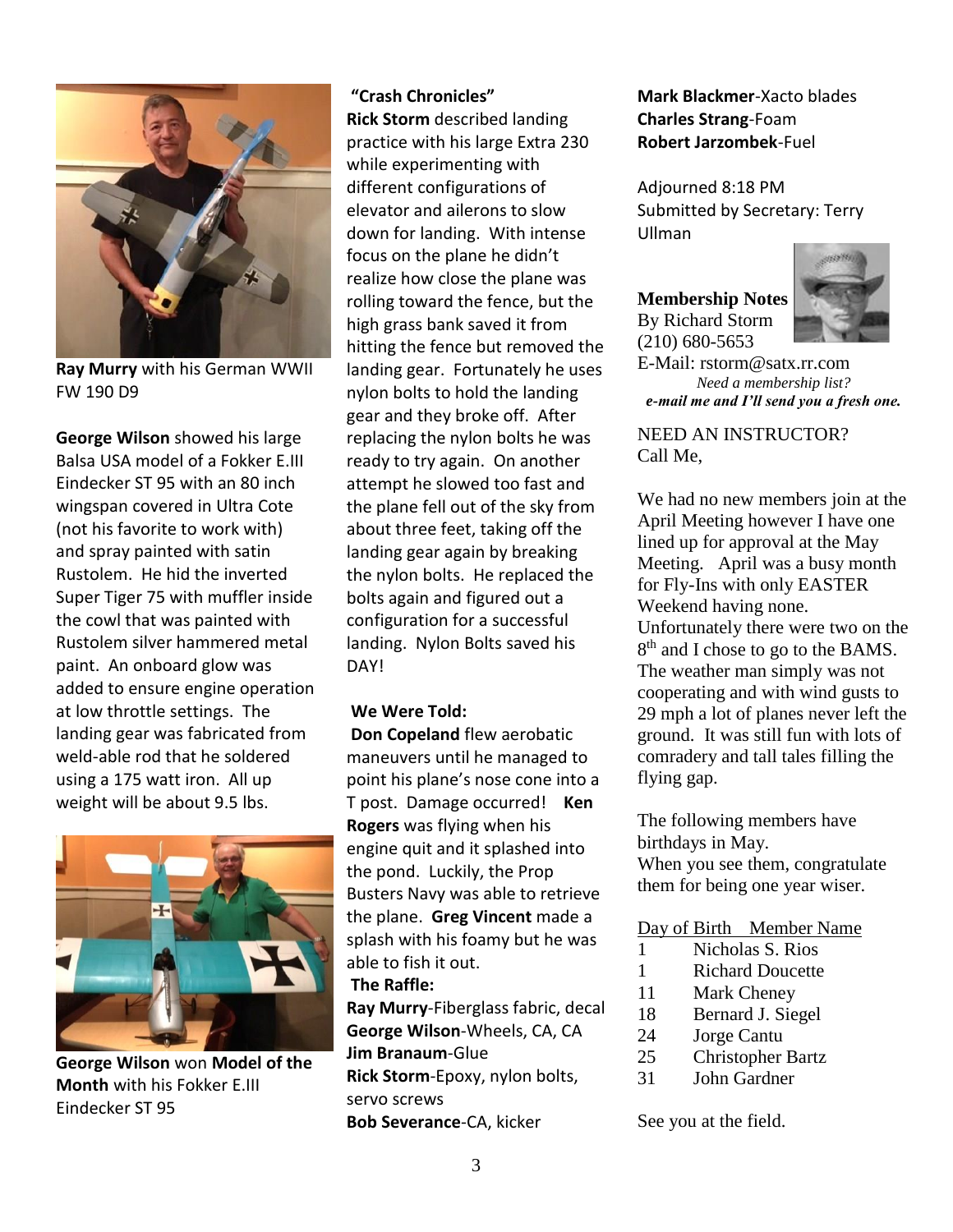**Ray Murry** with his German WWII FW 190 D9

**George Wilson** showed his large Balsa USA model of a Fokker E.III Eindecker ST 95 with an 80 inch wingspan covered in Ultra Cote (not his favorite to work with) and spray painted with satin Rustolem. He hid the inverted Super Tiger 75 with muffler inside the cowl that was painted with Rustolem silver hammered metal paint. An onboard glow was added to ensure engine operation at low throttle settings. The landing gear was fabricated from weld-able rod that he soldered using a 175 watt iron. All up weight will be about 9.5 lbs.

**George Wilson** won **Model of the Month** with his Fokker E.III Eindecker ST 95

**"Crash Chronicles"**

**Rick Storm** described landing practice with his large Extra 230 while experimenting with different configurations of elevator and ailerons to slow down for landing. With intense focus on the plane he didn't realize how close the plane was rolling toward the fence, but the high grass bank saved it from hitting the fence but removed the landing gear. Fortunately he uses nylon bolts to hold the landing gear and they broke off. After replacing the nylon bolts he was ready to try again. On another attempt he slowed too fast and the plane fell out of the sky from about three feet, taking off the landing gear again by breaking the nylon bolts. He replaced the bolts again and figured out a configuration for a successful landing. Nylon Bolts saved his DAY!

**We Were Told:**

**Don Copeland** flew aerobatic maneuvers until he managed to point his plane's nose cone into a T post. Damage occurred! **Ken Rogers** was flying when his engine quit and it splashed into the pond. Luckily, the Prop Busters Navy was able to retrieve the plane. **Greg Vincent** made a splash with his foamy but he was able to fish it out.

**The Raffle:**

**Ray Murry**-Fiberglass fabric, decal
**George Wilson**-Wheels, CA, CA
**Jim Branaum**-Glue
**Rick Storm**-Epoxy, nylon bolts, servo screws
**Bob Severance**-CA, kicker
**Mark Blackmer**-Xacto blades
**Charles Strang**-Foam
**Robert Jarzombek**-Fuel

Adjourned 8:18 PM
Submitted by Secretary: Terry Ullman

**Membership Notes**
By Richard Storm
(210) 680-5653
E-Mail: rstorm@satx.rr.com

*Need a membership list?*
***e-mail me and I'll send you a fresh one.***

NEED AN INSTRUCTOR?
Call Me,

We had no new members join at the April Meeting however I have one lined up for approval at the May Meeting. April was a busy month for Fly-Ins with only EASTER Weekend having none. Unfortunately there were two on the 8th and I chose to go to the BAMS. The weather man simply was not cooperating and with wind gusts to 29 mph a lot of planes never left the ground. It was still fun with lots of comradery and tall tales filling the flying gap.

The following members have birthdays in May.
When you see them, congratulate them for being one year wiser.

| Day of Birth | Member Name |
|---|---|
| 1 | Nicholas S. Rios |
| 1 | Richard Doucette |
| 11 | Mark Cheney |
| 18 | Bernard J. Siegel |
| 24 | Jorge Cantu |
| 25 | Christopher Bartz |
| 31 | John Gardner |

See you at the field.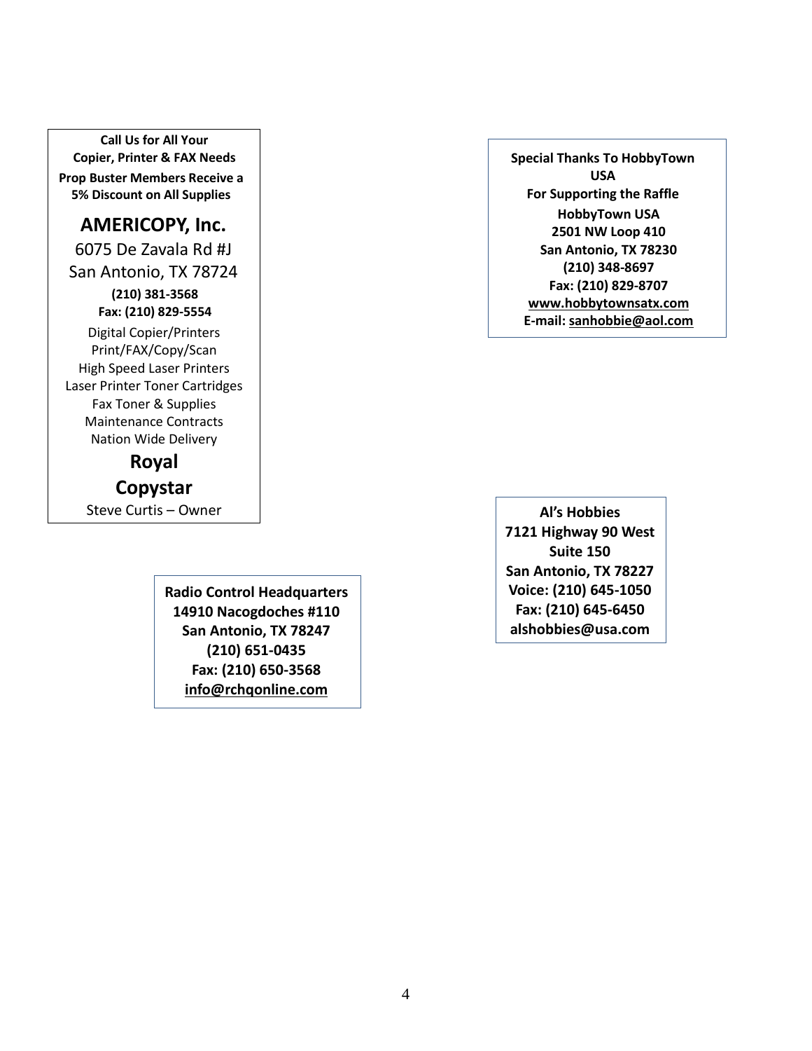**Call Us for All Your**
**Copier, Printer & FAX Needs**

**Prop Buster Members Receive a 5% Discount on All Supplies**

## AMERICOPY, Inc.

6075 De Zavala Rd #J
San Antonio, TX 78724

**(210) 381-3568**
**Fax: (210) 829-5554**

Digital Copier/Printers
Print/FAX/Copy/Scan
High Speed Laser Printers
Laser Printer Toner Cartridges
Fax Toner & Supplies
Maintenance Contracts
Nation Wide Delivery

**Royal**
**Copystar**

Steve Curtis – Owner

---

**Special Thanks To HobbyTown USA**
**For Supporting the Raffle**

**HobbyTown USA**
**2501 NW Loop 410**
**San Antonio, TX 78230**
**(210) 348-8697**
**Fax: (210) 829-8707**
**www.hobbytownsatx.com**
**E-mail: sanhobbie@aol.com**

---

**Radio Control Headquarters**
**14910 Nacogdoches #110**
**San Antonio, TX 78247**
**(210) 651-0435**
**Fax: (210) 650-3568**
**info@rchqonline.com**

---

**Al's Hobbies**
**7121 Highway 90 West**
**Suite 150**
**San Antonio, TX 78227**
**Voice: (210) 645-1050**
**Fax: (210) 645-6450**
**alshobbies@usa.com**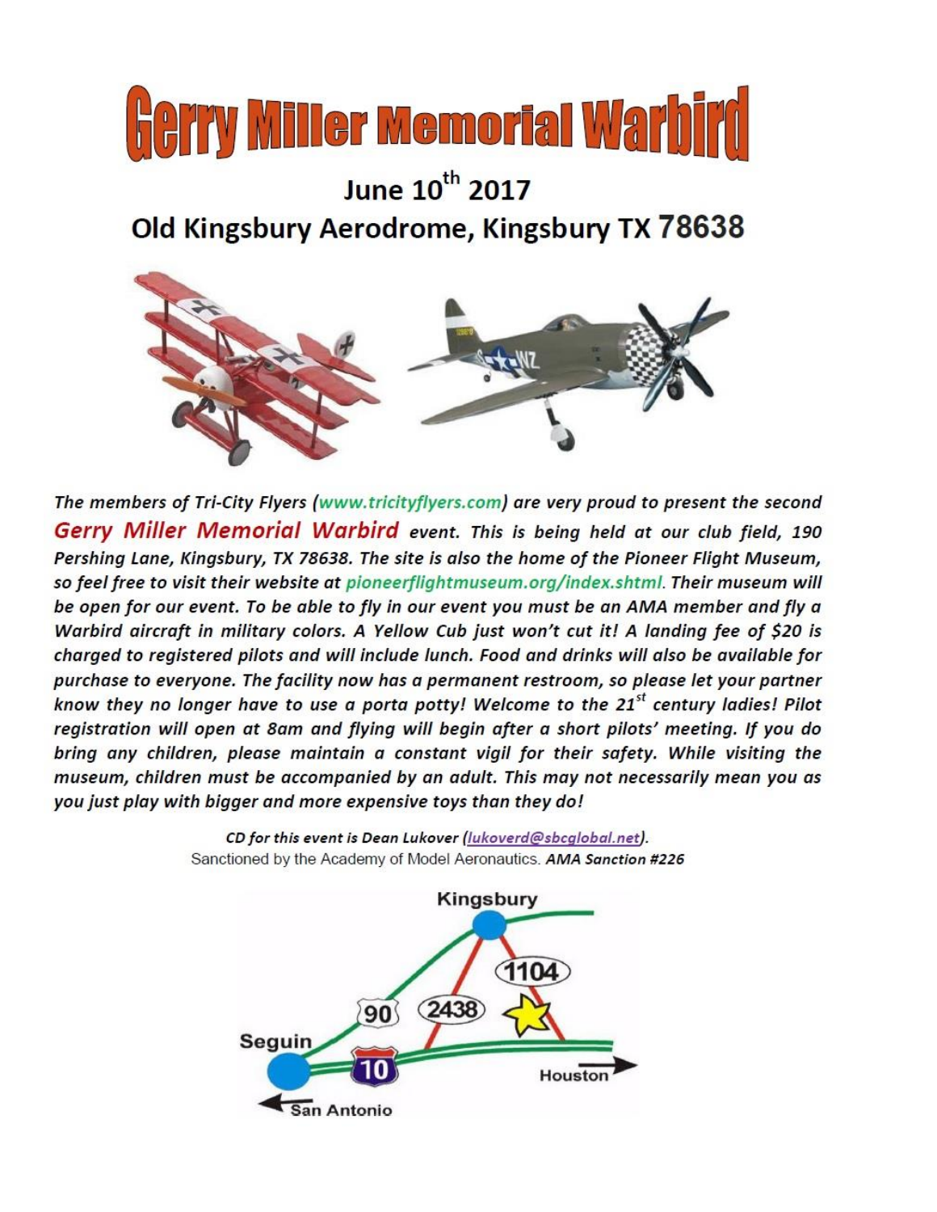# Gerry Miller Memorial Warbird

## June 10th 2017

## Old Kingsbury Aerodrome, Kingsbury TX 78638

***The members of Tri-City Flyers (www.tricityflyers.com) are very proud to present the second Gerry Miller Memorial Warbird event. This is being held at our club field, 190 Pershing Lane, Kingsbury, TX 78638. The site is also the home of the Pioneer Flight Museum, so feel free to visit their website at pioneerflightmuseum.org/index.shtml. Their museum will be open for our event. To be able to fly in our event you must be an AMA member and fly a Warbird aircraft in military colors. A Yellow Cub just won't cut it! A landing fee of $20 is charged to registered pilots and will include lunch. Food and drinks will also be available for purchase to everyone. The facility now has a permanent restroom, so please let your partner know they no longer have to use a porta potty! Welcome to the 21st century ladies! Pilot registration will open at 8am and flying will begin after a short pilots' meeting. If you do bring any children, please maintain a constant vigil for their safety. While visiting the museum, children must be accompanied by an adult. This may not necessarily mean you as you just play with bigger and more expensive toys than they do!***

*CD for this event is Dean Lukover (lukoverd@sbcglobal.net).*

Sanctioned by the Academy of Model Aeronautics. ***AMA Sanction #226***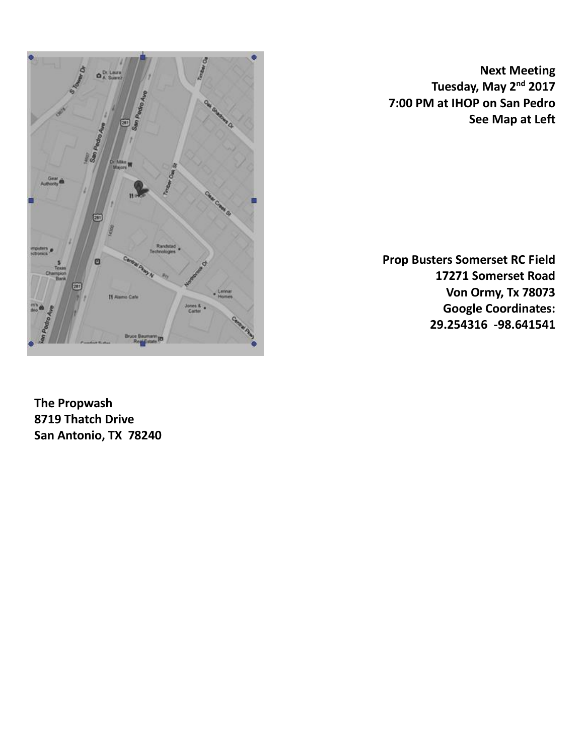**Next Meeting**
**Tuesday, May 2nd 2017**
**7:00 PM at IHOP on San Pedro**
**See Map at Left**

**Prop Busters Somerset RC Field**
**17271 Somerset Road**
**Von Ormy, Tx 78073**
**Google Coordinates:**
**29.254316 -98.641541**

**The Propwash**
**8719 Thatch Drive**
**San Antonio, TX 78240**